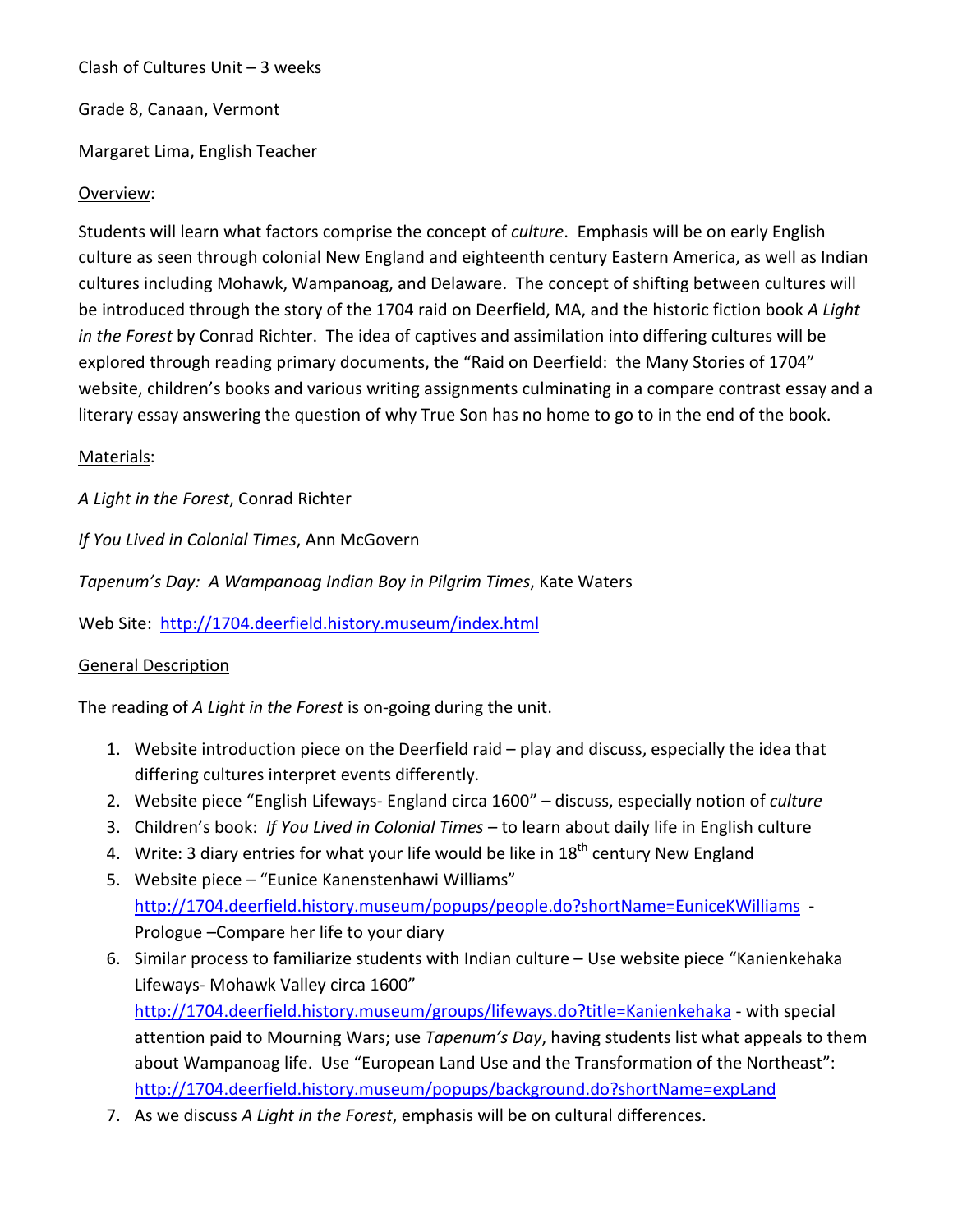Clash of Cultures Unit – 3 weeks

Grade 8, Canaan, Vermont

Margaret Lima, English Teacher

<u>Overview</u>:

Students will learn what factors comprise the concept of *culture*. Emphasis will be on early English culture as seen through colonial New England and eighteenth century Eastern America, as well as Indian cultures including Mohawk, Wampanoag, and Delaware. The concept of shifting between cultures will be introduced through the story of the 1704 raid on Deerfield, MA, and the historic fiction book *A Light in the Forest* by Conrad Richter. The idea of captives and assimilation into differing cultures will be explored through reading primary documents, the "Raid on Deerfield: the Many Stories of 1704" website, children's books and various writing assignments culminating in a compare contrast essay and a literary essay answering the question of why True Son has no home to go to in the end of the book.

<u>Materials</u>:

*A Light in the Forest*, Conrad Richter

*If You Lived in Colonial Times*, Ann McGovern

*Tapenum's Day: A Wampanoag Indian Boy in Pilgrim Times*, Kate Waters

Web Site: http://1704.deerfield.history.museum/index.html

<u>General Description</u>

The reading of *A Light in the Forest* is on-going during the unit.

1. Website introduction piece on the Deerfield raid – play and discuss, especially the idea that differing cultures interpret events differently.
2. Website piece "English Lifeways- England circa 1600" – discuss, especially notion of *culture*
3. Children's book: *If You Lived in Colonial Times* – to learn about daily life in English culture
4. Write: 3 diary entries for what your life would be like in 18th century New England
5. Website piece – "Eunice Kanenstenhawi Williams" http://1704.deerfield.history.museum/popups/people.do?shortName=EuniceKWilliams - Prologue –Compare her life to your diary
6. Similar process to familiarize students with Indian culture – Use website piece "Kanienkehaka Lifeways- Mohawk Valley circa 1600" http://1704.deerfield.history.museum/groups/lifeways.do?title=Kanienkehaka - with special attention paid to Mourning Wars; use *Tapenum's Day*, having students list what appeals to them about Wampanoag life. Use "European Land Use and the Transformation of the Northeast": http://1704.deerfield.history.museum/popups/background.do?shortName=expLand
7. As we discuss *A Light in the Forest*, emphasis will be on cultural differences.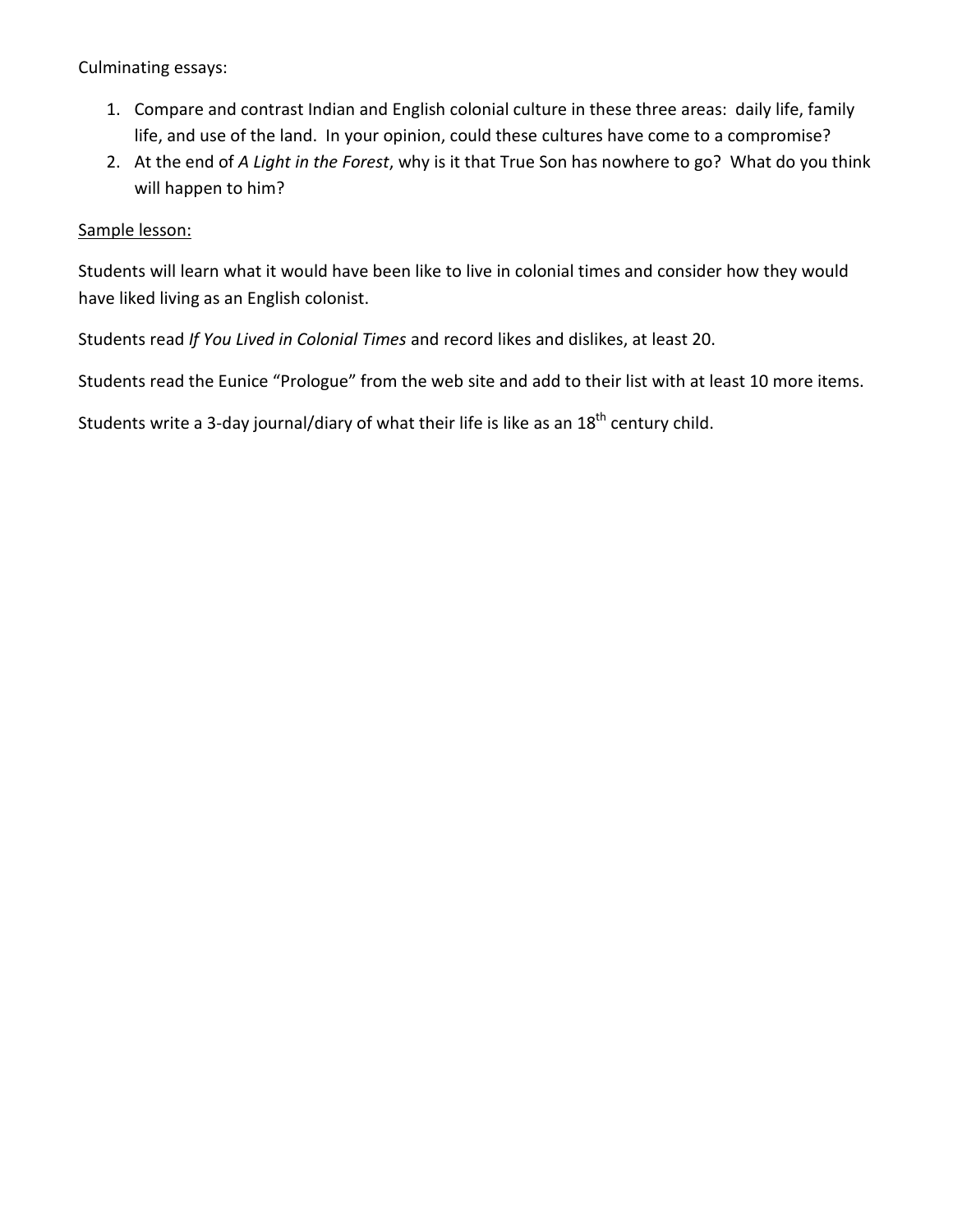Culminating essays:

1. Compare and contrast Indian and English colonial culture in these three areas: daily life, family life, and use of the land. In your opinion, could these cultures have come to a compromise?
2. At the end of *A Light in the Forest*, why is it that True Son has nowhere to go? What do you think will happen to him?

Sample lesson:

Students will learn what it would have been like to live in colonial times and consider how they would have liked living as an English colonist.

Students read *If You Lived in Colonial Times* and record likes and dislikes, at least 20.

Students read the Eunice "Prologue" from the web site and add to their list with at least 10 more items.

Students write a 3-day journal/diary of what their life is like as an 18th century child.